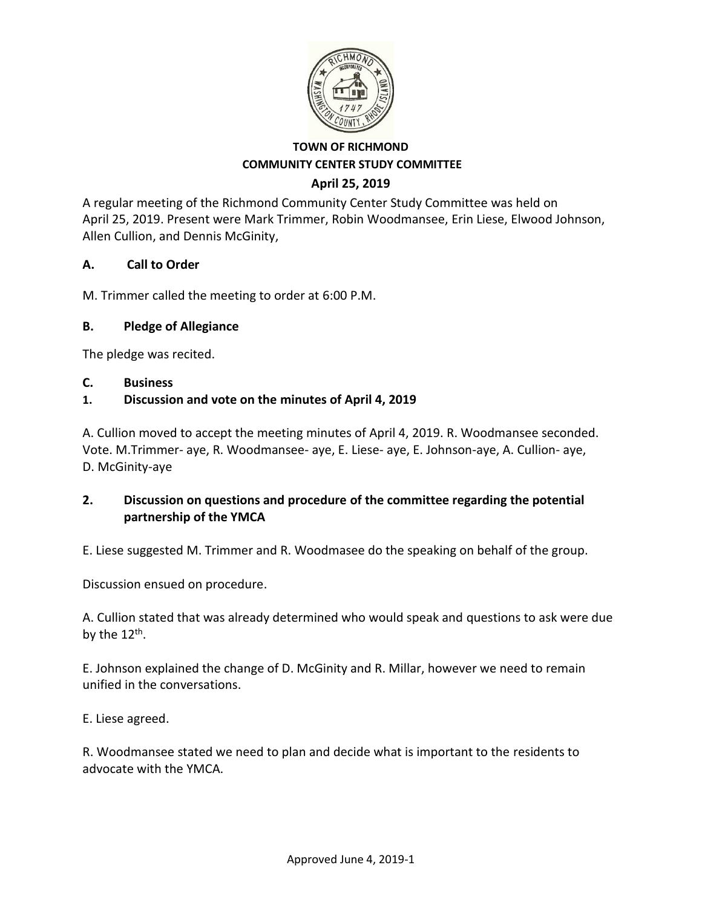**TOWN OF RICHMOND**
**COMMUNITY CENTER STUDY COMMITTEE**
**April 25, 2019**

A regular meeting of the Richmond Community Center Study Committee was held on April 25, 2019. Present were Mark Trimmer, Robin Woodmansee, Erin Liese, Elwood Johnson, Allen Cullion, and Dennis McGinity,

## A. Call to Order

M. Trimmer called the meeting to order at 6:00 P.M.

## B. Pledge of Allegiance

The pledge was recited.

## C. Business

### 1. Discussion and vote on the minutes of April 4, 2019

A. Cullion moved to accept the meeting minutes of April 4, 2019. R. Woodmansee seconded. Vote. M.Trimmer- aye, R. Woodmansee- aye, E. Liese- aye, E. Johnson-aye, A. Cullion- aye, D. McGinity-aye

### 2. Discussion on questions and procedure of the committee regarding the potential partnership of the YMCA

E. Liese suggested M. Trimmer and R. Woodmasee do the speaking on behalf of the group.

Discussion ensued on procedure.

A. Cullion stated that was already determined who would speak and questions to ask were due by the 12th.

E. Johnson explained the change of D. McGinity and R. Millar, however we need to remain unified in the conversations.

E. Liese agreed.

R. Woodmansee stated we need to plan and decide what is important to the residents to advocate with the YMCA.

Approved June 4, 2019-1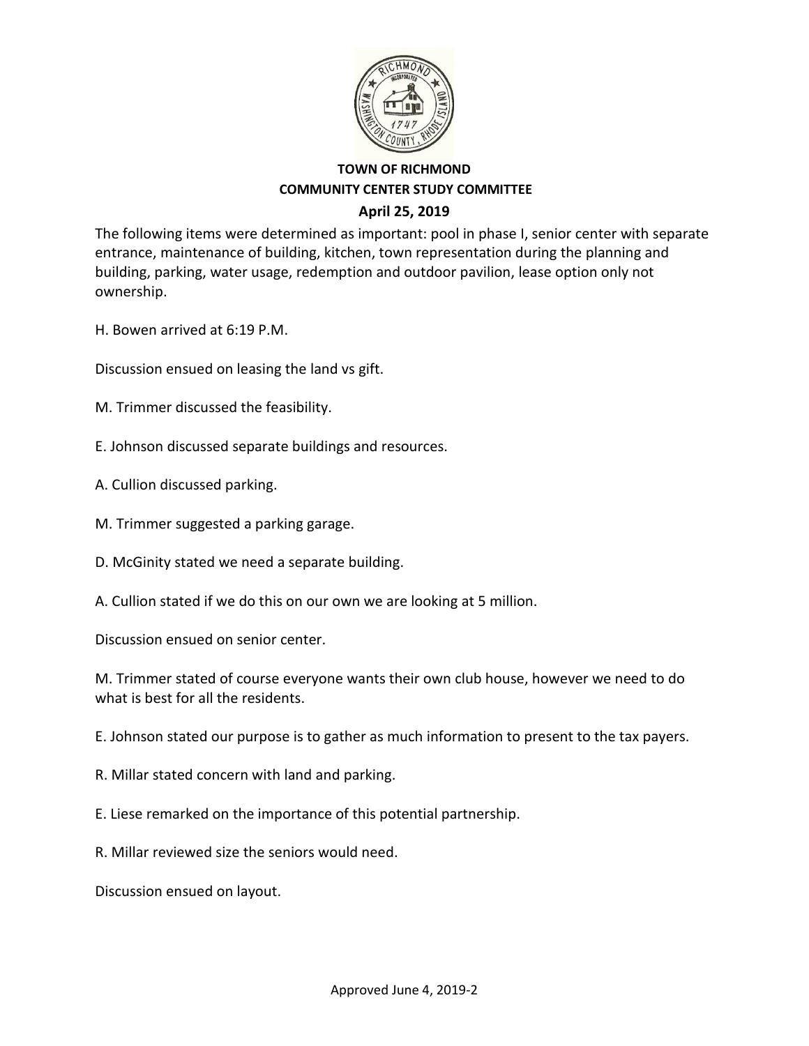**TOWN OF RICHMOND**
**COMMUNITY CENTER STUDY COMMITTEE**
**April 25, 2019**

The following items were determined as important: pool in phase I, senior center with separate entrance, maintenance of building, kitchen, town representation during the planning and building, parking, water usage, redemption and outdoor pavilion, lease option only not ownership.

H. Bowen arrived at 6:19 P.M.

Discussion ensued on leasing the land vs gift.

M. Trimmer discussed the feasibility.

E. Johnson discussed separate buildings and resources.

A. Cullion discussed parking.

M. Trimmer suggested a parking garage.

D. McGinity stated we need a separate building.

A. Cullion stated if we do this on our own we are looking at 5 million.

Discussion ensued on senior center.

M. Trimmer stated of course everyone wants their own club house, however we need to do what is best for all the residents.

E. Johnson stated our purpose is to gather as much information to present to the tax payers.

R. Millar stated concern with land and parking.

E. Liese remarked on the importance of this potential partnership.

R. Millar reviewed size the seniors would need.

Discussion ensued on layout.

Approved June 4, 2019-2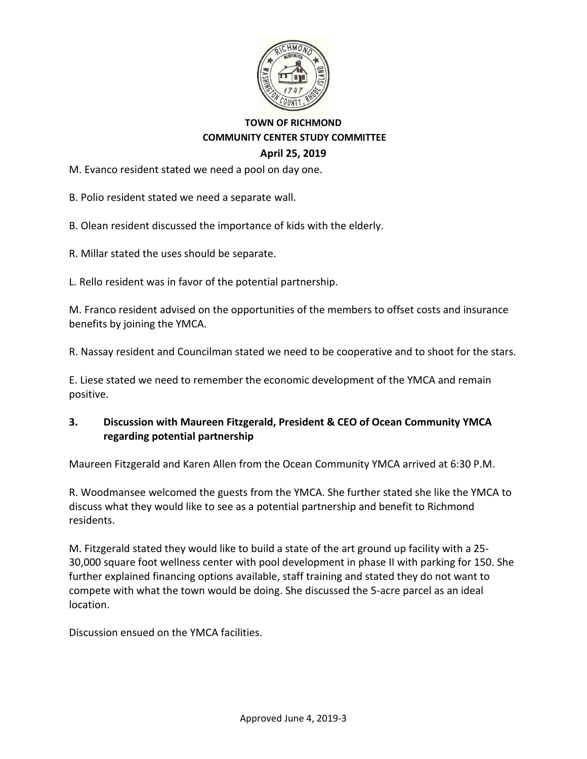M. Evanco resident stated we need a pool on day one.

B. Polio resident stated we need a separate wall.

B. Olean resident discussed the importance of kids with the elderly.

R. Millar stated the uses should be separate.

L. Rello resident was in favor of the potential partnership.

M. Franco resident advised on the opportunities of the members to offset costs and insurance benefits by joining the YMCA.

R. Nassay resident and Councilman stated we need to be cooperative and to shoot for the stars.

E. Liese stated we need to remember the economic development of the YMCA and remain positive.

## 3. Discussion with Maureen Fitzgerald, President & CEO of Ocean Community YMCA regarding potential partnership

Maureen Fitzgerald and Karen Allen from the Ocean Community YMCA arrived at 6:30 P.M.

R. Woodmansee welcomed the guests from the YMCA. She further stated she like the YMCA to discuss what they would like to see as a potential partnership and benefit to Richmond residents.

M. Fitzgerald stated they would like to build a state of the art ground up facility with a 25-30,000 square foot wellness center with pool development in phase II with parking for 150. She further explained financing options available, staff training and stated they do not want to compete with what the town would be doing. She discussed the 5-acre parcel as an ideal location.

Discussion ensued on the YMCA facilities.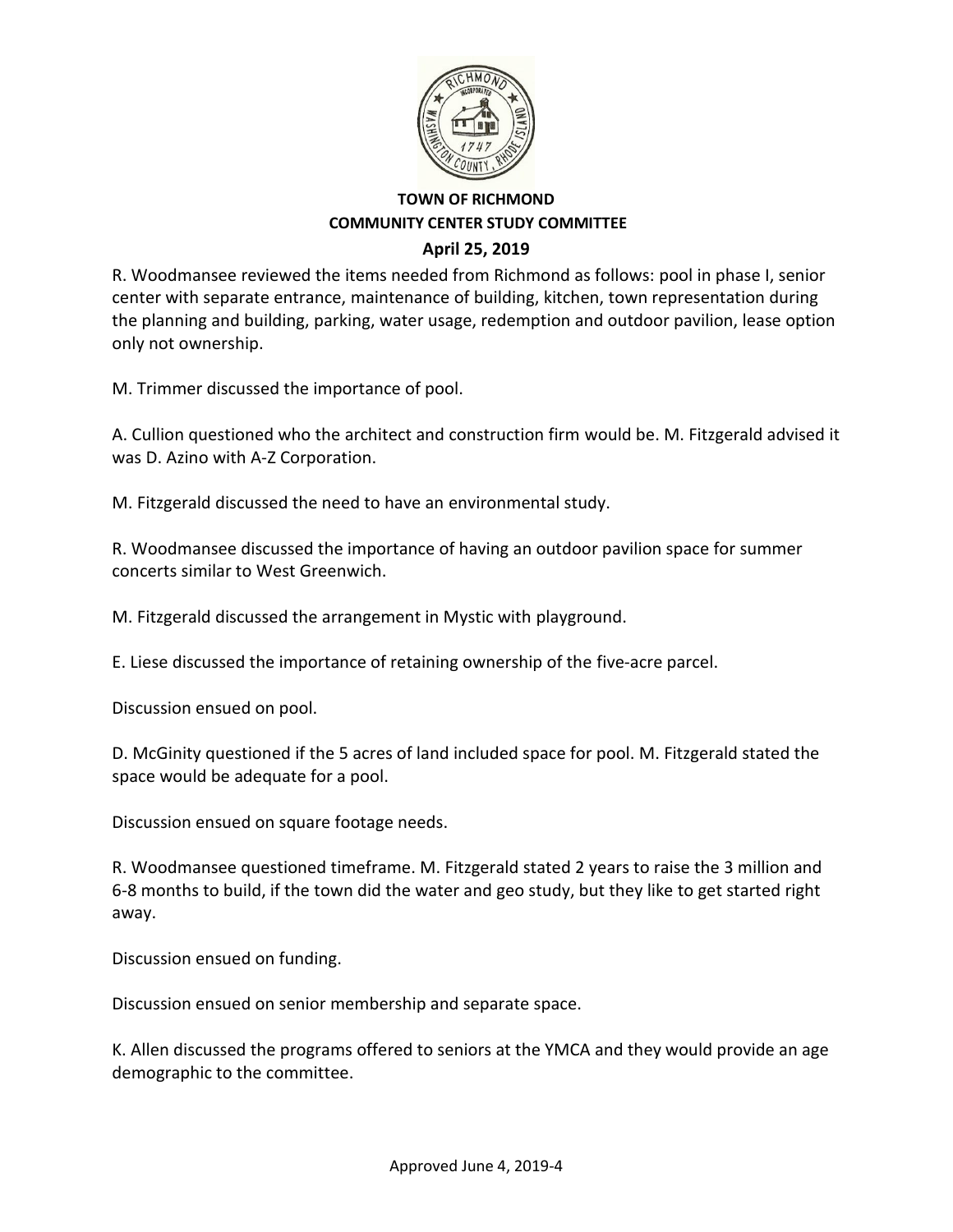**TOWN OF RICHMOND**
**COMMUNITY CENTER STUDY COMMITTEE**
**April 25, 2019**

R. Woodmansee reviewed the items needed from Richmond as follows: pool in phase I, senior center with separate entrance, maintenance of building, kitchen, town representation during the planning and building, parking, water usage, redemption and outdoor pavilion, lease option only not ownership.

M. Trimmer discussed the importance of pool.

A. Cullion questioned who the architect and construction firm would be. M. Fitzgerald advised it was D. Azino with A-Z Corporation.

M. Fitzgerald discussed the need to have an environmental study.

R. Woodmansee discussed the importance of having an outdoor pavilion space for summer concerts similar to West Greenwich.

M. Fitzgerald discussed the arrangement in Mystic with playground.

E. Liese discussed the importance of retaining ownership of the five-acre parcel.

Discussion ensued on pool.

D. McGinity questioned if the 5 acres of land included space for pool. M. Fitzgerald stated the space would be adequate for a pool.

Discussion ensued on square footage needs.

R. Woodmansee questioned timeframe. M. Fitzgerald stated 2 years to raise the 3 million and 6-8 months to build, if the town did the water and geo study, but they like to get started right away.

Discussion ensued on funding.

Discussion ensued on senior membership and separate space.

K. Allen discussed the programs offered to seniors at the YMCA and they would provide an age demographic to the committee.

Approved June 4, 2019-4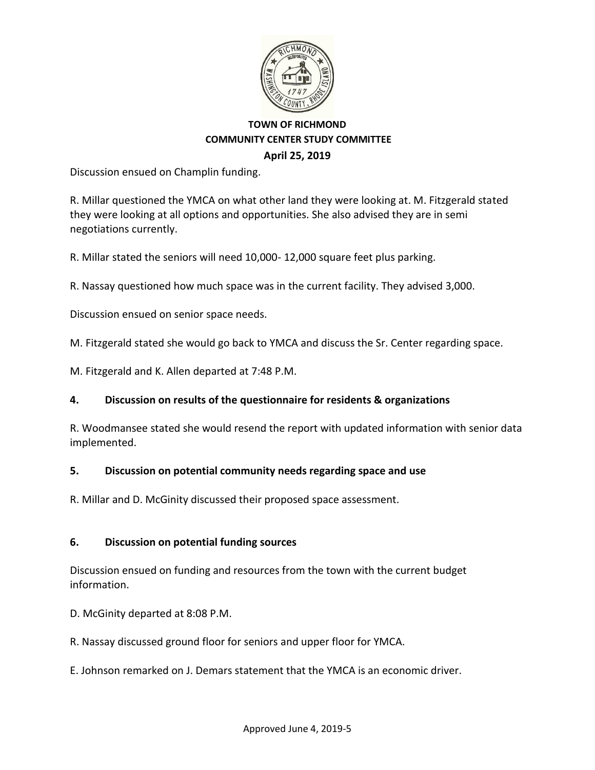**TOWN OF RICHMOND**
**COMMUNITY CENTER STUDY COMMITTEE**
**April 25, 2019**

Discussion ensued on Champlin funding.

R. Millar questioned the YMCA on what other land they were looking at. M. Fitzgerald stated they were looking at all options and opportunities. She also advised they are in semi negotiations currently.

R. Millar stated the seniors will need 10,000- 12,000 square feet plus parking.

R. Nassay questioned how much space was in the current facility. They advised 3,000.

Discussion ensued on senior space needs.

M. Fitzgerald stated she would go back to YMCA and discuss the Sr. Center regarding space.

M. Fitzgerald and K. Allen departed at 7:48 P.M.

**4. Discussion on results of the questionnaire for residents & organizations**

R. Woodmansee stated she would resend the report with updated information with senior data implemented.

**5. Discussion on potential community needs regarding space and use**

R. Millar and D. McGinity discussed their proposed space assessment.

**6. Discussion on potential funding sources**

Discussion ensued on funding and resources from the town with the current budget information.

D. McGinity departed at 8:08 P.M.

R. Nassay discussed ground floor for seniors and upper floor for YMCA.

E. Johnson remarked on J. Demars statement that the YMCA is an economic driver.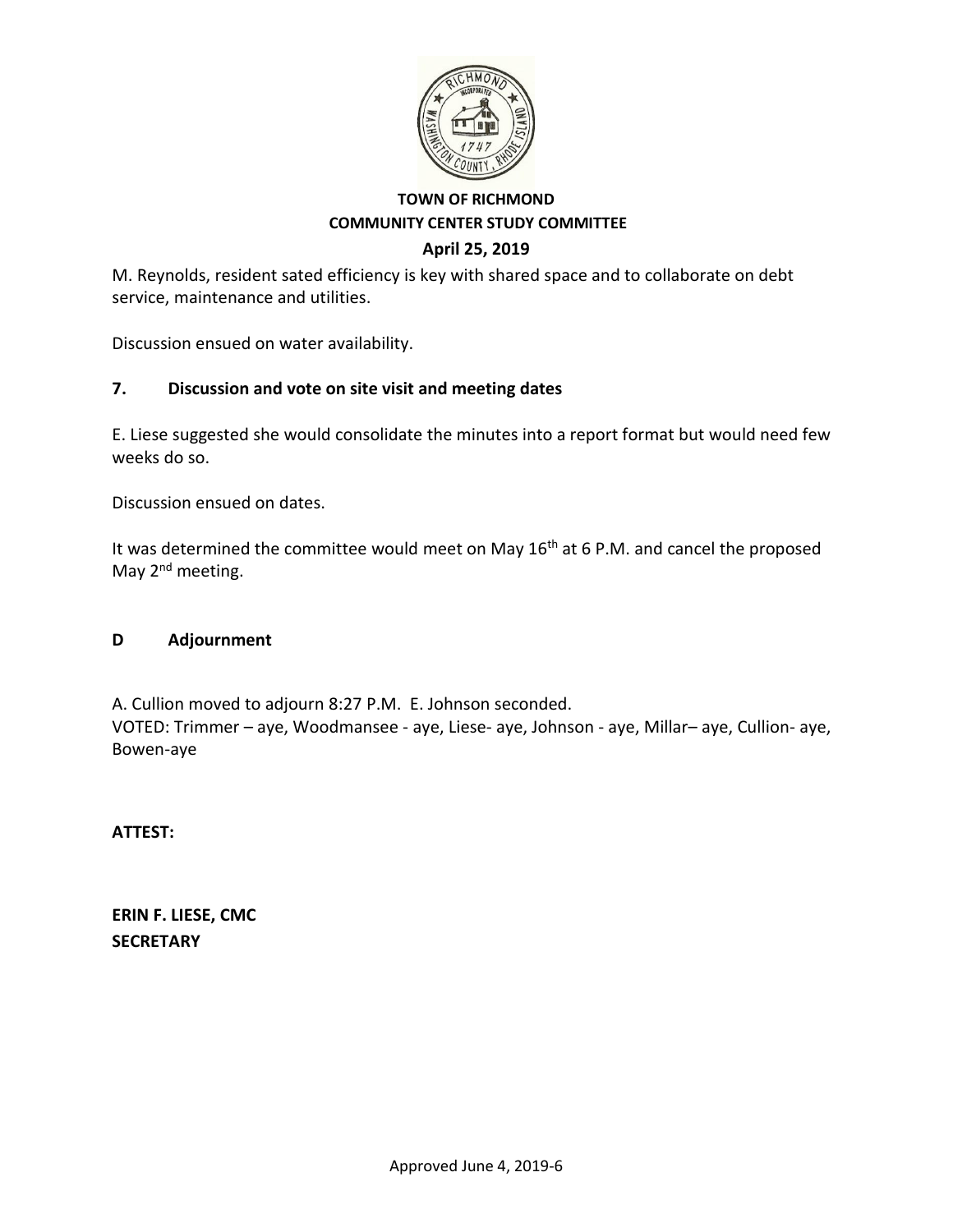**TOWN OF RICHMOND**
**COMMUNITY CENTER STUDY COMMITTEE**
**April 25, 2019**

M. Reynolds, resident sated efficiency is key with shared space and to collaborate on debt service, maintenance and utilities.

Discussion ensued on water availability.

### 7. Discussion and vote on site visit and meeting dates

E. Liese suggested she would consolidate the minutes into a report format but would need few weeks do so.

Discussion ensued on dates.

It was determined the committee would meet on May 16th at 6 P.M. and cancel the proposed May 2nd meeting.

### D Adjournment

A. Cullion moved to adjourn 8:27 P.M. E. Johnson seconded.
VOTED: Trimmer – aye, Woodmansee - aye, Liese- aye, Johnson - aye, Millar– aye, Cullion- aye, Bowen-aye

**ATTEST:**

**ERIN F. LIESE, CMC**
**SECRETARY**

Approved June 4, 2019-6